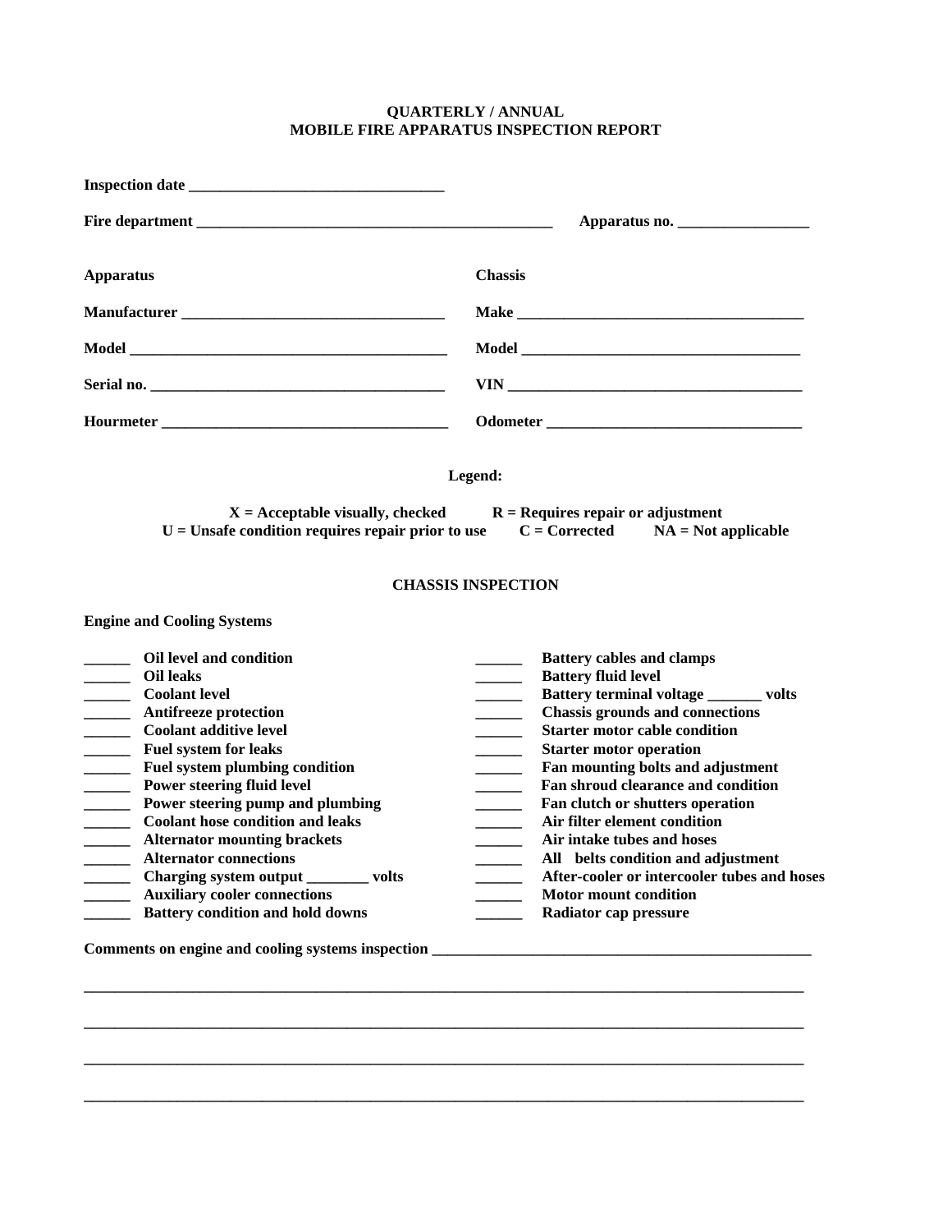# QUARTERLY / ANNUAL
# MOBILE FIRE APPARATUS INSPECTION REPORT

**Inspection date** ________________________________

**Fire department** ______________________________________________ **Apparatus no.** ________________

| **Apparatus** | **Chassis** |
|---|---|
| **Manufacturer** _________________________________ | **Make** ____________________________________ |
| **Model** ________________________________________ | **Model** ___________________________________ |
| **Serial no.** ____________________________________ | **VIN** _____________________________________ |
| **Hourmeter** ____________________________________ | **Odometer** ________________________________ |

**Legend:**

**X = Acceptable visually, checked** **R = Requires repair or adjustment**
**U = Unsafe condition requires repair prior to use** **C = Corrected** **NA = Not applicable**

## CHASSIS INSPECTION

### Engine and Cooling Systems

______ **Oil level and condition**
______ **Oil leaks**
______ **Coolant level**
______ **Antifreeze protection**
______ **Coolant additive level**
______ **Fuel system for leaks**
______ **Fuel system plumbing condition**
______ **Power steering fluid level**
______ **Power steering pump and plumbing**
______ **Coolant hose condition and leaks**
______ **Alternator mounting brackets**
______ **Alternator connections**
______ **Charging system output** ________ **volts**
______ **Auxiliary cooler connections**
______ **Battery condition and hold downs**
______ **Battery cables and clamps**
______ **Battery fluid level**
______ **Battery terminal voltage** _______ **volts**
______ **Chassis grounds and connections**
______ **Starter motor cable condition**
______ **Starter motor operation**
______ **Fan mounting bolts and adjustment**
______ **Fan shroud clearance and condition**
______ **Fan clutch or shutters operation**
______ **Air filter element condition**
______ **Air intake tubes and hoses**
______ **All belts condition and adjustment**
______ **After-cooler or intercooler tubes and hoses**
______ **Motor mount condition**
______ **Radiator cap pressure**

**Comments on engine and cooling systems inspection** __________________________________________________

_____________________________________________________________________________________________

_____________________________________________________________________________________________

_____________________________________________________________________________________________

_____________________________________________________________________________________________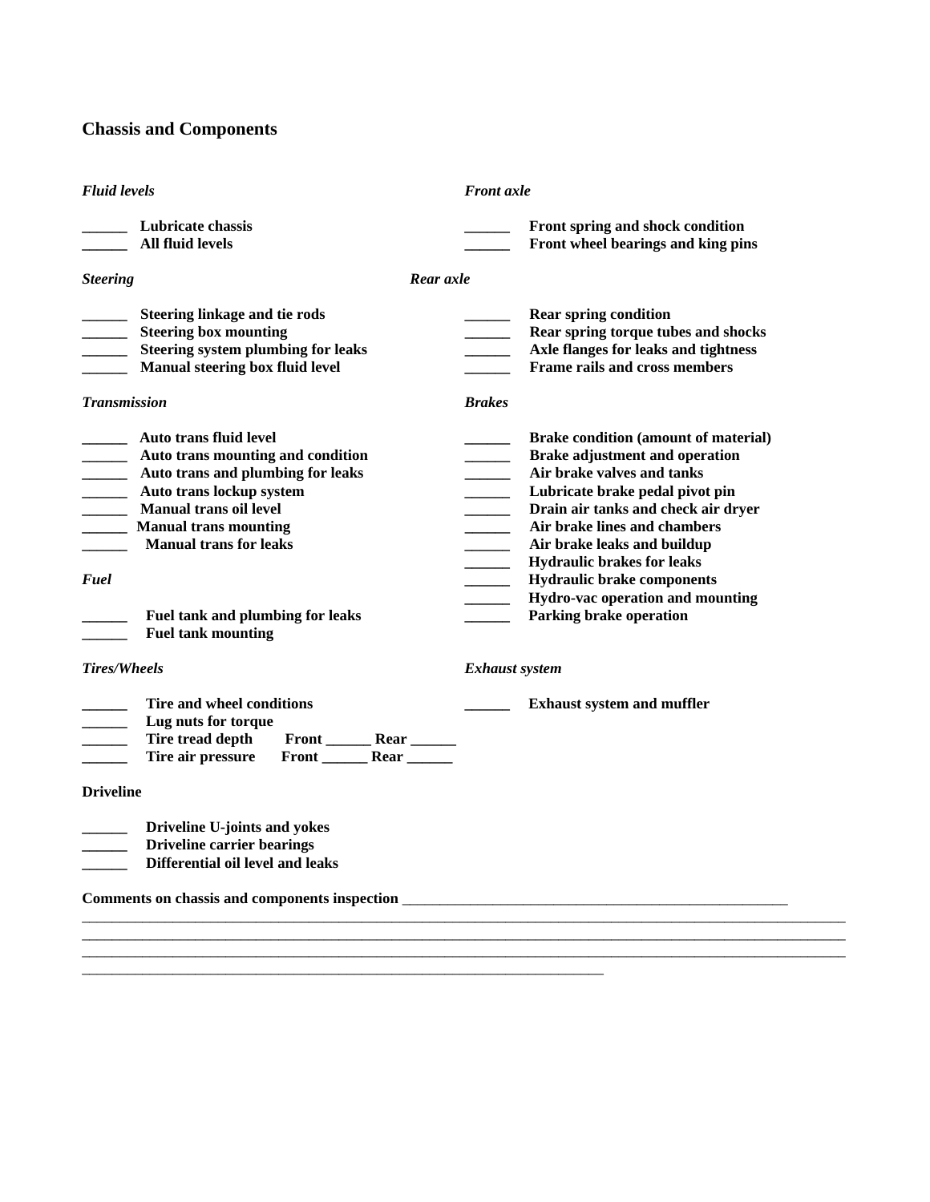## Chassis and Components

*Fluid levels*

______ **Lubricate chassis**
______ **All fluid levels**

*Steering*

______ **Steering linkage and tie rods**
______ **Steering box mounting**
______ **Steering system plumbing for leaks**
______ **Manual steering box fluid level**

*Transmission*

______ **Auto trans fluid level**
______ **Auto trans mounting and condition**
______ **Auto trans and plumbing for leaks**
______ **Auto trans lockup system**
______ **Manual trans oil level**
______ **Manual trans mounting**
______ **Manual trans for leaks**

*Fuel*

______ **Fuel tank and plumbing for leaks**
______ **Fuel tank mounting**

*Tires/Wheels*

______ **Tire and wheel conditions**
______ **Lug nuts for torque**
______ **Tire tread depth Front ______ Rear ______**
______ **Tire air pressure Front ______ Rear ______**

**Driveline**

______ **Driveline U-joints and yokes**
______ **Driveline carrier bearings**
______ **Differential oil level and leaks**

*Front axle*

______ **Front spring and shock condition**
______ **Front wheel bearings and king pins**

*Rear axle*

______ **Rear spring condition**
______ **Rear spring torque tubes and shocks**
______ **Axle flanges for leaks and tightness**
______ **Frame rails and cross members**

*Brakes*

______ **Brake condition (amount of material)**
______ **Brake adjustment and operation**
______ **Air brake valves and tanks**
______ **Lubricate brake pedal pivot pin**
______ **Drain air tanks and check air dryer**
______ **Air brake lines and chambers**
______ **Air brake leaks and buildup**
______ **Hydraulic brakes for leaks**
______ **Hydraulic brake components**
______ **Hydro-vac operation and mounting**
______ **Parking brake operation**

*Exhaust system*

______ **Exhaust system and muffler**

**Comments on chassis and components inspection** ____________________________________________________
______________________________________________________________________________________________
______________________________________________________________________________________________
______________________________________________________________________________________________
____________________________________________________________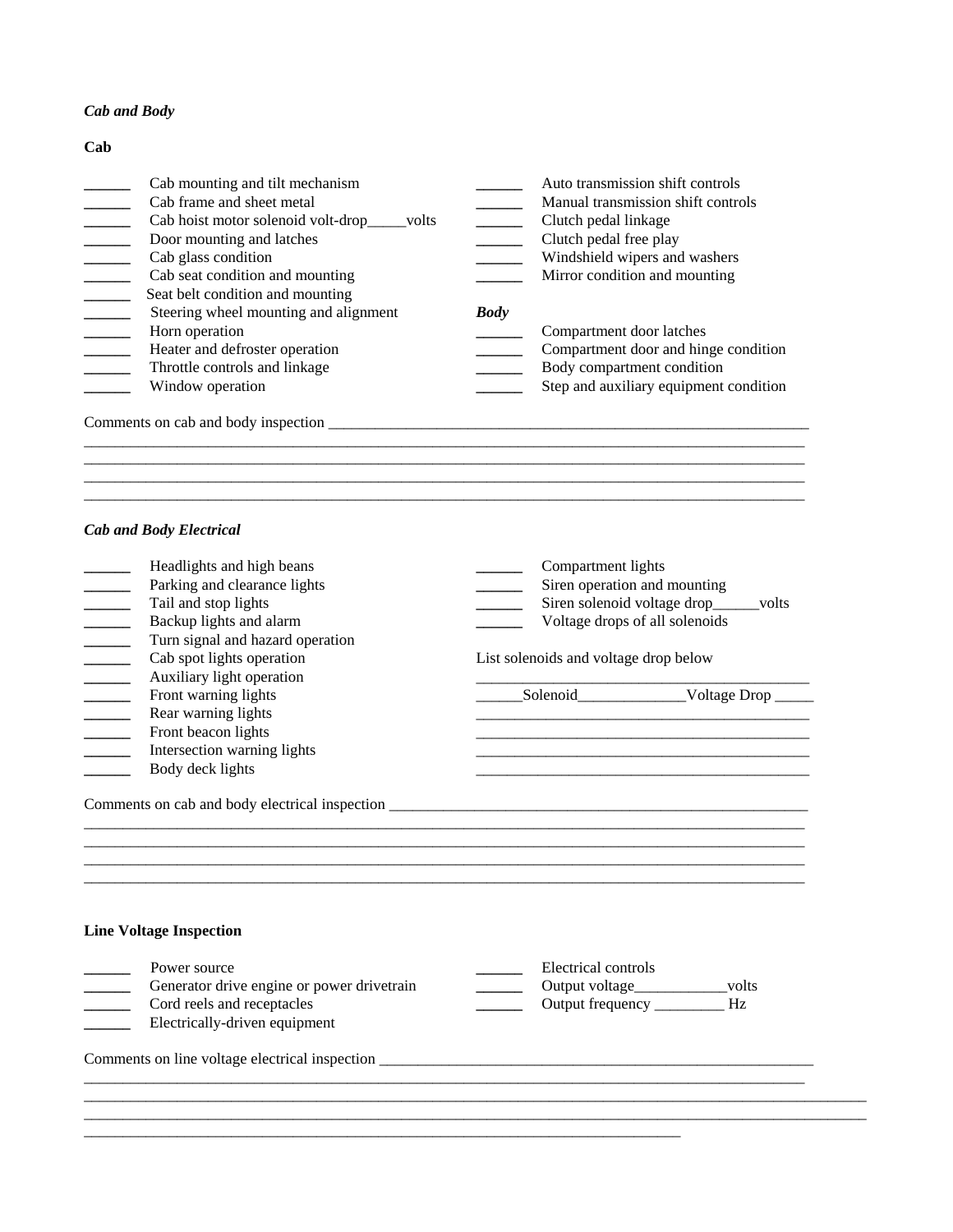***Cab and Body***

**Cab**

______ Cab mounting and tilt mechanism
______ Cab frame and sheet metal
______ Cab hoist motor solenoid volt-drop_____volts
______ Door mounting and latches
______ Cab glass condition
______ Cab seat condition and mounting
______ Seat belt condition and mounting
______ Steering wheel mounting and alignment
______ Horn operation
______ Heater and defroster operation
______ Throttle controls and linkage
______ Window operation

______ Auto transmission shift controls
______ Manual transmission shift controls
______ Clutch pedal linkage
______ Clutch pedal free play
______ Windshield wipers and washers
______ Mirror condition and mounting

***Body***

______ Compartment door latches
______ Compartment door and hinge condition
______ Body compartment condition
______ Step and auxiliary equipment condition

Comments on cab and body inspection ________________________________________________________________
_____________________________________________________________________________________________
_____________________________________________________________________________________________
_____________________________________________________________________________________________
_____________________________________________________________________________________________

***Cab and Body Electrical***

______ Headlights and high beans
______ Parking and clearance lights
______ Tail and stop lights
______ Backup lights and alarm
______ Turn signal and hazard operation
______ Cab spot lights operation
______ Auxiliary light operation
______ Front warning lights
______ Rear warning lights
______ Front beacon lights
______ Intersection warning lights
______ Body deck lights

______ Compartment lights
______ Siren operation and mounting
______ Siren solenoid voltage drop______volts
______ Voltage drops of all solenoids

List solenoids and voltage drop below

____________________________________________
______Solenoid______________Voltage Drop _____
____________________________________________
____________________________________________
____________________________________________
____________________________________________

Comments on cab and body electrical inspection ________________________________________________________
_____________________________________________________________________________________________
_____________________________________________________________________________________________
_____________________________________________________________________________________________
_____________________________________________________________________________________________

**Line Voltage Inspection**

______ Power source
______ Generator drive engine or power drivetrain
______ Cord reels and receptacles
______ Electrically-driven equipment

______ Electrical controls
______ Output voltage____________volts
______ Output frequency _________ Hz

Comments on line voltage electrical inspection _________________________________________________________
_____________________________________________________________________________________________
_____________________________________________________________________________________________
_____________________________________________________________________________________________
________________________________________________________________________________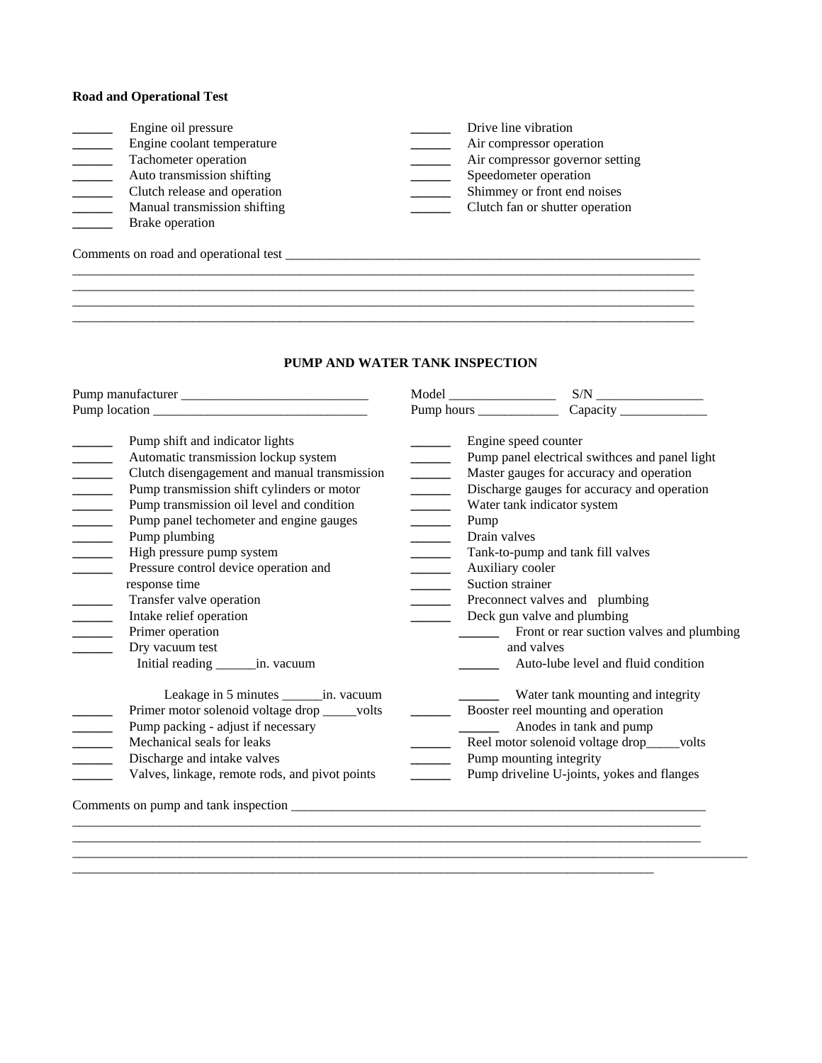**Road and Operational Test**

______ Engine oil pressure
______ Engine coolant temperature
______ Tachometer operation
______ Auto transmission shifting
______ Clutch release and operation
______ Manual transmission shifting
______ Brake operation
______ Drive line vibration
______ Air compressor operation
______ Air compressor governor setting
______ Speedometer operation
______ Shimmey or front end noises
______ Clutch fan or shutter operation

Comments on road and operational test ________________________________________________________________
____________________________________________________________________________________________
____________________________________________________________________________________________
____________________________________________________________________________________________
____________________________________________________________________________________________

**PUMP AND WATER TANK INSPECTION**

Pump manufacturer ____________________________
Pump location ________________________________
Model ________________ S/N ________________
Pump hours ____________ Capacity _____________

______ Pump shift and indicator lights
______ Automatic transmission lockup system
______ Clutch disengagement and manual transmission
______ Pump transmission shift cylinders or motor
______ Pump transmission oil level and condition
______ Pump panel techometer and engine gauges
______ Pump plumbing
______ High pressure pump system
______ Pressure control device operation and response time
______ Transfer valve operation
______ Intake relief operation
______ Primer operation
______ Dry vacuum test
Initial reading ______in. vacuum

Leakage in 5 minutes ______in. vacuum
______ Primer motor solenoid voltage drop _____volts
______ Pump packing - adjust if necessary
______ Mechanical seals for leaks
______ Discharge and intake valves
______ Valves, linkage, remote rods, and pivot points

______ Engine speed counter
______ Pump panel electrical swithces and panel light
______ Master gauges for accuracy and operation
______ Discharge gauges for accuracy and operation
______ Water tank indicator system
______ Pump
______ Drain valves
______ Tank-to-pump and tank fill valves
______ Auxiliary cooler
______ Suction strainer
______ Preconnect valves and plumbing
______ Deck gun valve and plumbing
______ Front or rear suction valves and plumbing and valves
______ Auto-lube level and fluid condition
______ Water tank mounting and integrity
______ Booster reel mounting and operation
______ Anodes in tank and pump
______ Reel motor solenoid voltage drop_____volts
______ Pump mounting integrity
______ Pump driveline U-joints, yokes and flanges

Comments on pump and tank inspection ________________________________________________________________
____________________________________________________________________________________________
____________________________________________________________________________________________
____________________________________________________________________________________________
____________________________________________________________________________________________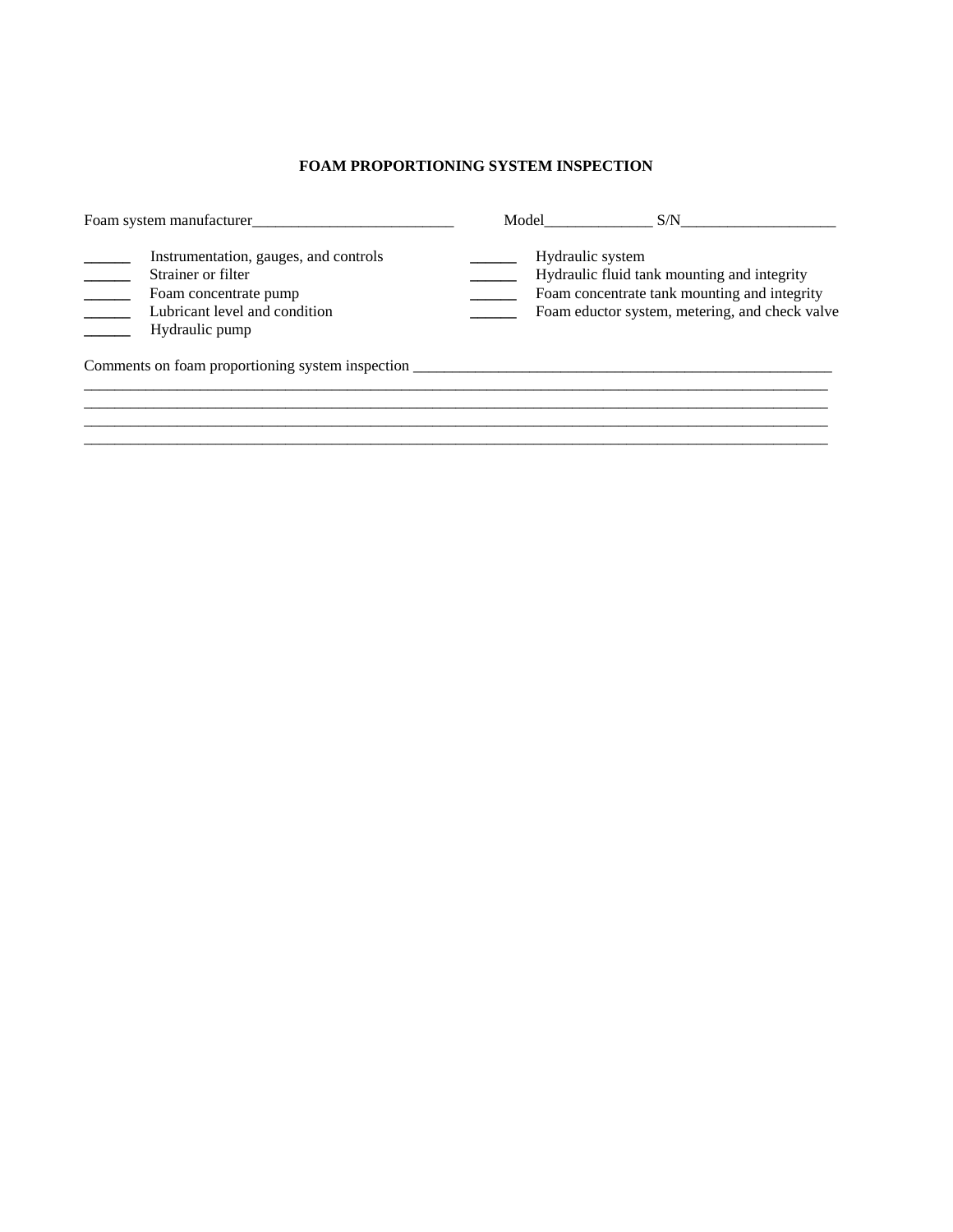**FOAM PROPORTIONING SYSTEM INSPECTION**

Foam system manufacturer__________________________ Model______________ S/N____________________

______ Instrumentation, gauges, and controls
______ Strainer or filter
______ Foam concentrate pump
______ Lubricant level and condition
______ Hydraulic pump
______ Hydraulic system
______ Hydraulic fluid tank mounting and integrity
______ Foam concentrate tank mounting and integrity
______ Foam eductor system, metering, and check valve

Comments on foam proportioning system inspection ________________________________________________________
______________________________________________________________________________________________
______________________________________________________________________________________________
______________________________________________________________________________________________
______________________________________________________________________________________________